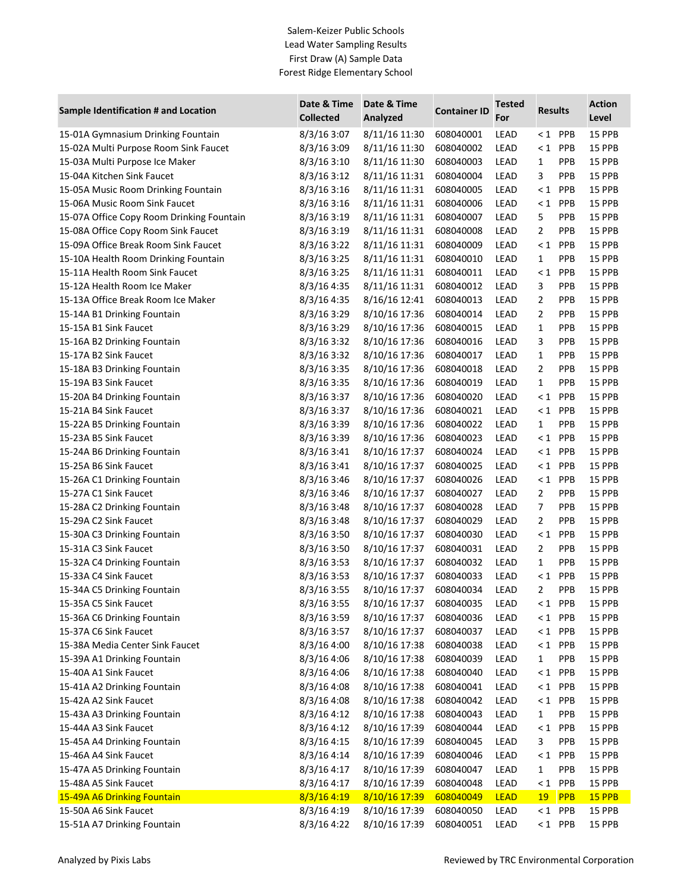Salem-Keizer Public Schools
Lead Water Sampling Results
First Draw (A) Sample Data
Forest Ridge Elementary School

| Sample Identification # and Location | Date & Time Collected | Date & Time Analyzed | Container ID | Tested For | Results | | Action Level |
|---|---|---|---|---|---|---|---|
| 15-01A Gymnasium Drinking Fountain | 8/3/16 3:07 | 8/11/16 11:30 | 608040001 | LEAD | < 1 | PPB | 15 PPB |
| 15-02A Multi Purpose Room Sink Faucet | 8/3/16 3:09 | 8/11/16 11:30 | 608040002 | LEAD | < 1 | PPB | 15 PPB |
| 15-03A Multi Purpose Ice Maker | 8/3/16 3:10 | 8/11/16 11:30 | 608040003 | LEAD | 1 | PPB | 15 PPB |
| 15-04A Kitchen Sink Faucet | 8/3/16 3:12 | 8/11/16 11:31 | 608040004 | LEAD | 3 | PPB | 15 PPB |
| 15-05A Music Room Drinking Fountain | 8/3/16 3:16 | 8/11/16 11:31 | 608040005 | LEAD | < 1 | PPB | 15 PPB |
| 15-06A Music Room Sink Faucet | 8/3/16 3:16 | 8/11/16 11:31 | 608040006 | LEAD | < 1 | PPB | 15 PPB |
| 15-07A Office Copy Room Drinking Fountain | 8/3/16 3:19 | 8/11/16 11:31 | 608040007 | LEAD | 5 | PPB | 15 PPB |
| 15-08A Office Copy Room Sink Faucet | 8/3/16 3:19 | 8/11/16 11:31 | 608040008 | LEAD | 2 | PPB | 15 PPB |
| 15-09A Office Break Room Sink Faucet | 8/3/16 3:22 | 8/11/16 11:31 | 608040009 | LEAD | < 1 | PPB | 15 PPB |
| 15-10A Health Room Drinking Fountain | 8/3/16 3:25 | 8/11/16 11:31 | 608040010 | LEAD | 1 | PPB | 15 PPB |
| 15-11A Health Room Sink Faucet | 8/3/16 3:25 | 8/11/16 11:31 | 608040011 | LEAD | < 1 | PPB | 15 PPB |
| 15-12A Health Room Ice Maker | 8/3/16 4:35 | 8/11/16 11:31 | 608040012 | LEAD | 3 | PPB | 15 PPB |
| 15-13A Office Break Room Ice Maker | 8/3/16 4:35 | 8/16/16 12:41 | 608040013 | LEAD | 2 | PPB | 15 PPB |
| 15-14A B1 Drinking Fountain | 8/3/16 3:29 | 8/10/16 17:36 | 608040014 | LEAD | 2 | PPB | 15 PPB |
| 15-15A B1 Sink Faucet | 8/3/16 3:29 | 8/10/16 17:36 | 608040015 | LEAD | 1 | PPB | 15 PPB |
| 15-16A B2 Drinking Fountain | 8/3/16 3:32 | 8/10/16 17:36 | 608040016 | LEAD | 3 | PPB | 15 PPB |
| 15-17A B2 Sink Faucet | 8/3/16 3:32 | 8/10/16 17:36 | 608040017 | LEAD | 1 | PPB | 15 PPB |
| 15-18A B3 Drinking Fountain | 8/3/16 3:35 | 8/10/16 17:36 | 608040018 | LEAD | 2 | PPB | 15 PPB |
| 15-19A B3 Sink Faucet | 8/3/16 3:35 | 8/10/16 17:36 | 608040019 | LEAD | 1 | PPB | 15 PPB |
| 15-20A B4 Drinking Fountain | 8/3/16 3:37 | 8/10/16 17:36 | 608040020 | LEAD | < 1 | PPB | 15 PPB |
| 15-21A B4 Sink Faucet | 8/3/16 3:37 | 8/10/16 17:36 | 608040021 | LEAD | < 1 | PPB | 15 PPB |
| 15-22A B5 Drinking Fountain | 8/3/16 3:39 | 8/10/16 17:36 | 608040022 | LEAD | 1 | PPB | 15 PPB |
| 15-23A B5 Sink Faucet | 8/3/16 3:39 | 8/10/16 17:36 | 608040023 | LEAD | < 1 | PPB | 15 PPB |
| 15-24A B6 Drinking Fountain | 8/3/16 3:41 | 8/10/16 17:37 | 608040024 | LEAD | < 1 | PPB | 15 PPB |
| 15-25A B6 Sink Faucet | 8/3/16 3:41 | 8/10/16 17:37 | 608040025 | LEAD | < 1 | PPB | 15 PPB |
| 15-26A C1 Drinking Fountain | 8/3/16 3:46 | 8/10/16 17:37 | 608040026 | LEAD | < 1 | PPB | 15 PPB |
| 15-27A C1 Sink Faucet | 8/3/16 3:46 | 8/10/16 17:37 | 608040027 | LEAD | 2 | PPB | 15 PPB |
| 15-28A C2 Drinking Fountain | 8/3/16 3:48 | 8/10/16 17:37 | 608040028 | LEAD | 7 | PPB | 15 PPB |
| 15-29A C2 Sink Faucet | 8/3/16 3:48 | 8/10/16 17:37 | 608040029 | LEAD | 2 | PPB | 15 PPB |
| 15-30A C3 Drinking Fountain | 8/3/16 3:50 | 8/10/16 17:37 | 608040030 | LEAD | < 1 | PPB | 15 PPB |
| 15-31A C3 Sink Faucet | 8/3/16 3:50 | 8/10/16 17:37 | 608040031 | LEAD | 2 | PPB | 15 PPB |
| 15-32A C4 Drinking Fountain | 8/3/16 3:53 | 8/10/16 17:37 | 608040032 | LEAD | 1 | PPB | 15 PPB |
| 15-33A C4 Sink Faucet | 8/3/16 3:53 | 8/10/16 17:37 | 608040033 | LEAD | < 1 | PPB | 15 PPB |
| 15-34A C5 Drinking Fountain | 8/3/16 3:55 | 8/10/16 17:37 | 608040034 | LEAD | 2 | PPB | 15 PPB |
| 15-35A C5 Sink Faucet | 8/3/16 3:55 | 8/10/16 17:37 | 608040035 | LEAD | < 1 | PPB | 15 PPB |
| 15-36A C6 Drinking Fountain | 8/3/16 3:59 | 8/10/16 17:37 | 608040036 | LEAD | < 1 | PPB | 15 PPB |
| 15-37A C6 Sink Faucet | 8/3/16 3:57 | 8/10/16 17:37 | 608040037 | LEAD | < 1 | PPB | 15 PPB |
| 15-38A Media Center Sink Faucet | 8/3/16 4:00 | 8/10/16 17:38 | 608040038 | LEAD | < 1 | PPB | 15 PPB |
| 15-39A A1 Drinking Fountain | 8/3/16 4:06 | 8/10/16 17:38 | 608040039 | LEAD | 1 | PPB | 15 PPB |
| 15-40A A1 Sink Faucet | 8/3/16 4:06 | 8/10/16 17:38 | 608040040 | LEAD | < 1 | PPB | 15 PPB |
| 15-41A A2 Drinking Fountain | 8/3/16 4:08 | 8/10/16 17:38 | 608040041 | LEAD | < 1 | PPB | 15 PPB |
| 15-42A A2 Sink Faucet | 8/3/16 4:08 | 8/10/16 17:38 | 608040042 | LEAD | < 1 | PPB | 15 PPB |
| 15-43A A3 Drinking Fountain | 8/3/16 4:12 | 8/10/16 17:38 | 608040043 | LEAD | 1 | PPB | 15 PPB |
| 15-44A A3 Sink Faucet | 8/3/16 4:12 | 8/10/16 17:39 | 608040044 | LEAD | < 1 | PPB | 15 PPB |
| 15-45A A4 Drinking Fountain | 8/3/16 4:15 | 8/10/16 17:39 | 608040045 | LEAD | 3 | PPB | 15 PPB |
| 15-46A A4 Sink Faucet | 8/3/16 4:14 | 8/10/16 17:39 | 608040046 | LEAD | < 1 | PPB | 15 PPB |
| 15-47A A5 Drinking Fountain | 8/3/16 4:17 | 8/10/16 17:39 | 608040047 | LEAD | 1 | PPB | 15 PPB |
| 15-48A A5 Sink Faucet | 8/3/16 4:17 | 8/10/16 17:39 | 608040048 | LEAD | < 1 | PPB | 15 PPB |
| 15-49A A6 Drinking Fountain | 8/3/16 4:19 | 8/10/16 17:39 | 608040049 | LEAD | 19 | PPB | 15 PPB |
| 15-50A A6 Sink Faucet | 8/3/16 4:19 | 8/10/16 17:39 | 608040050 | LEAD | < 1 | PPB | 15 PPB |
| 15-51A A7 Drinking Fountain | 8/3/16 4:22 | 8/10/16 17:39 | 608040051 | LEAD | < 1 | PPB | 15 PPB |

Analyzed by Pixis Labs

Reviewed by TRC Environmental Corporation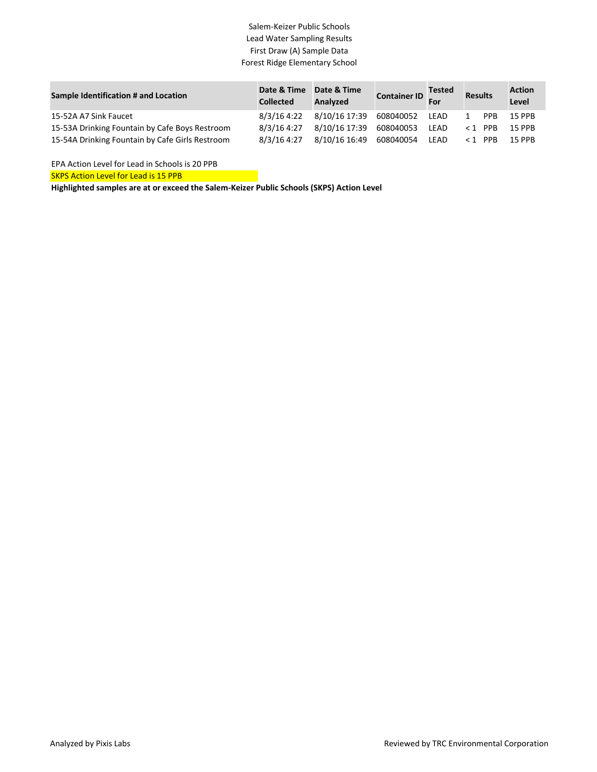Salem-Keizer Public Schools
Lead Water Sampling Results
First Draw (A) Sample Data
Forest Ridge Elementary School

| Sample Identification # and Location | Date & Time Collected | Date & Time Analyzed | Container ID | Tested For | Results | Action Level |
|---|---|---|---|---|---|---|
| 15-52A A7 Sink Faucet | 8/3/16 4:22 | 8/10/16 17:39 | 608040052 | LEAD | 1 PPB | 15 PPB |
| 15-53A Drinking Fountain by Cafe Boys Restroom | 8/3/16 4:27 | 8/10/16 17:39 | 608040053 | LEAD | < 1 PPB | 15 PPB |
| 15-54A Drinking Fountain by Cafe Girls Restroom | 8/3/16 4:27 | 8/10/16 16:49 | 608040054 | LEAD | < 1 PPB | 15 PPB |

EPA Action Level for Lead in Schools is 20 PPB

SKPS Action Level for Lead is 15 PPB

**Highlighted samples are at or exceed the Salem-Keizer Public Schools (SKPS) Action Level**

Analyzed by Pixis Labs

Reviewed by TRC Environmental Corporation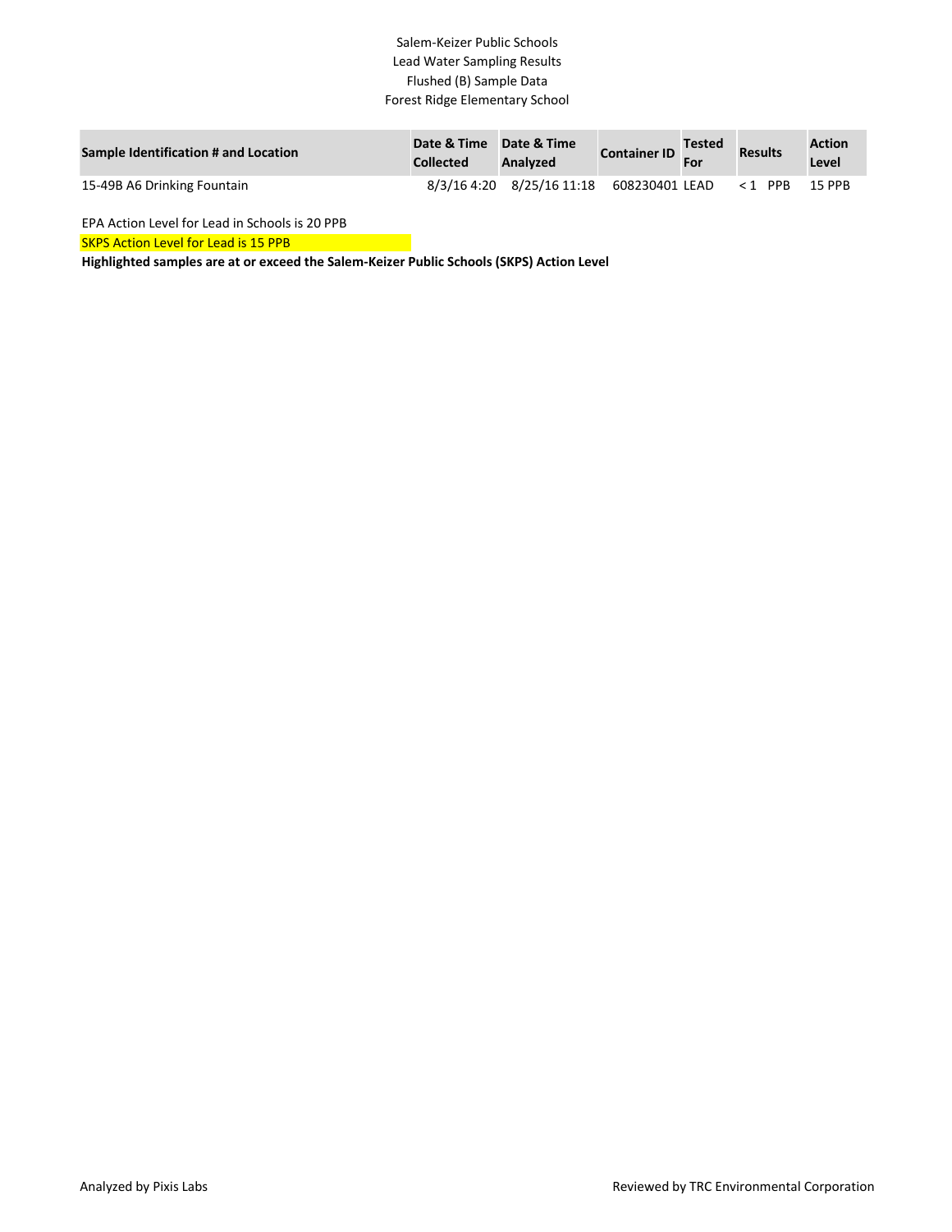Salem-Keizer Public Schools
Lead Water Sampling Results
Flushed (B) Sample Data
Forest Ridge Elementary School

| Sample Identification # and Location | Date & Time Collected | Date & Time Analyzed | Container ID | Tested For | Results | Action Level |
|---|---|---|---|---|---|---|
| 15-49B A6 Drinking Fountain | 8/3/16 4:20 | 8/25/16 11:18 | 608230401 | LEAD | < 1 PPB | 15 PPB |

EPA Action Level for Lead in Schools is 20 PPB

SKPS Action Level for Lead is 15 PPB

**Highlighted samples are at or exceed the Salem-Keizer Public Schools (SKPS) Action Level**

Analyzed by Pixis Labs

Reviewed by TRC Environmental Corporation